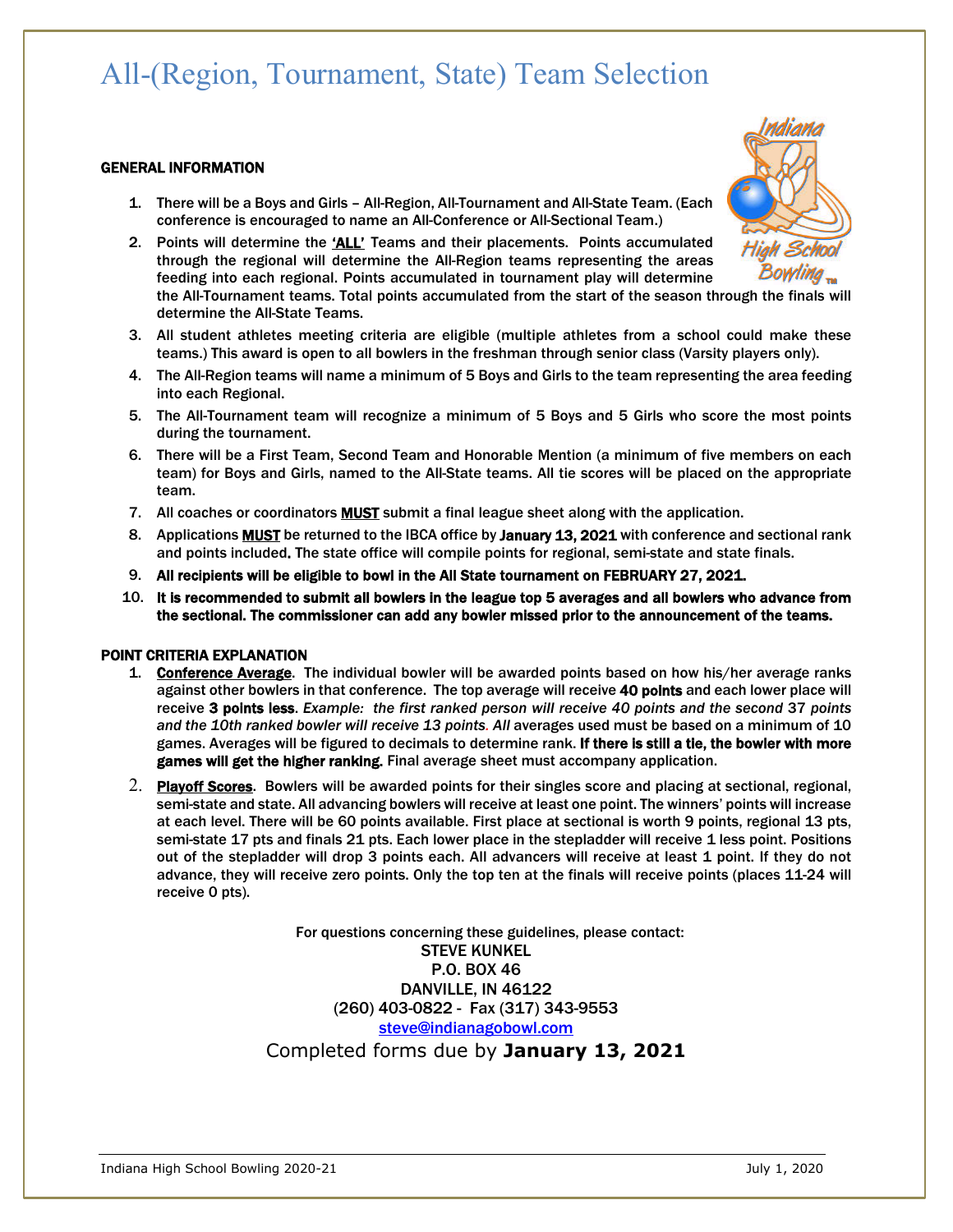# All-(Region, Tournament, State) Team Selection

### GENERAL INFORMATION

1. There will be a Boys and Girls – All-Region, All-Tournament and All-State Team. (Each conference is encouraged to name an All-Conference or All-Sectional Team.)
2. Points will determine the **'ALL'** Teams and their placements. Points accumulated through the regional will determine the All-Region teams representing the areas feeding into each regional. Points accumulated in tournament play will determine the All-Tournament teams. Total points accumulated from the start of the season through the finals will determine the All-State Teams.
3. All student athletes meeting criteria are eligible (multiple athletes from a school could make these teams.) This award is open to all bowlers in the freshman through senior class (Varsity players only).
4. The All-Region teams will name a minimum of 5 Boys and Girls to the team representing the area feeding into each Regional.
5. The All-Tournament team will recognize a minimum of 5 Boys and 5 Girls who score the most points during the tournament.
6. There will be a First Team, Second Team and Honorable Mention (a minimum of five members on each team) for Boys and Girls, named to the All-State teams. All tie scores will be placed on the appropriate team.
7. All coaches or coordinators **MUST** submit a final league sheet along with the application.
8. Applications **MUST** be returned to the IBCA office by **January 13, 2021** with conference and sectional rank and points included. The state office will compile points for regional, semi-state and state finals.
9. **All recipients will be eligible to bowl in the All State tournament on FEBRUARY 27, 2021.**
10. **It is recommended to submit all bowlers in the league top 5 averages and all bowlers who advance from the sectional. The commissioner can add any bowler missed prior to the announcement of the teams.**

### POINT CRITERIA EXPLANATION

1. **Conference Average**. The individual bowler will be awarded points based on how his/her average ranks against other bowlers in that conference. The top average will receive **40 points** and each lower place will receive **3 points less**. *Example: the first ranked person will receive 40 points and the second 37 points and the 10th ranked bowler will receive 13 points. All* averages used must be based on a minimum of 10 games. Averages will be figured to decimals to determine rank. **If there is still a tie, the bowler with more games will get the higher ranking.** Final average sheet must accompany application.
2. **Playoff Scores**. Bowlers will be awarded points for their singles score and placing at sectional, regional, semi-state and state. All advancing bowlers will receive at least one point. The winners' points will increase at each level. There will be 60 points available. First place at sectional is worth 9 points, regional 13 pts, semi-state 17 pts and finals 21 pts. Each lower place in the stepladder will receive 1 less point. Positions out of the stepladder will drop 3 points each. All advancers will receive at least 1 point. If they do not advance, they will receive zero points. Only the top ten at the finals will receive points (places 11-24 will receive 0 pts).

For questions concerning these guidelines, please contact:
STEVE KUNKEL
P.O. BOX 46
DANVILLE, IN 46122
(260) 403-0822 - Fax (317) 343-9553
steve@indianagobowl.com

Completed forms due by **January 13, 2021**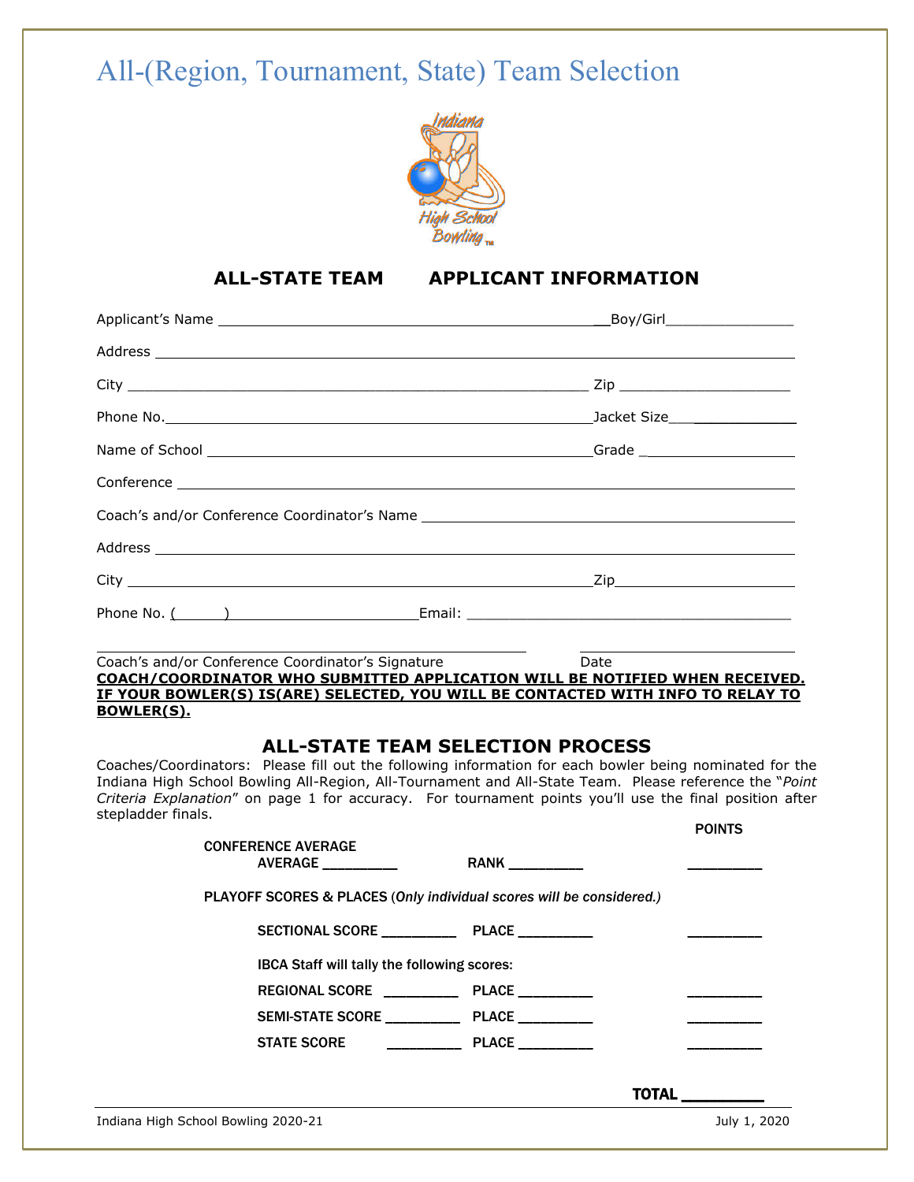# All-(Region, Tournament, State) Team Selection

**ALL-STATE TEAM APPLICANT INFORMATION**

Applicant's Name ______________________________ Boy/Girl ______________

Address ______________________________________________

City ______________________________ Zip ______________

Phone No. ______________________________ Jacket Size ______________

Name of School ______________________________ Grade ______________

Conference ______________________________________________

Coach's and/or Conference Coordinator's Name ______________________________

Address ______________________________________________

City ______________________________ Zip ______________

Phone No. (______) ______________ Email: ______________________________

______________________________ ______________

Coach's and/or Conference Coordinator's Signature Date

**COACH/COORDINATOR WHO SUBMITTED APPLICATION WILL BE NOTIFIED WHEN RECEIVED. IF YOUR BOWLER(S) IS(ARE) SELECTED, YOU WILL BE CONTACTED WITH INFO TO RELAY TO BOWLER(S).**

## ALL-STATE TEAM SELECTION PROCESS

Coaches/Coordinators: Please fill out the following information for each bowler being nominated for the Indiana High School Bowling All-Region, All-Tournament and All-State Team. Please reference the "*Point Criteria Explanation*" on page 1 for accuracy. For tournament points you'll use the final position after stepladder finals.

**POINTS**

**CONFERENCE AVERAGE**

**AVERAGE** __________ **RANK** __________ __________

**PLAYOFF SCORES & PLACES** (*Only individual scores will be considered.)*

**SECTIONAL SCORE** __________ **PLACE** __________ __________

**IBCA Staff will tally the following scores:**

**REGIONAL SCORE** __________ **PLACE** __________ __________

**SEMI-STATE SCORE** __________ **PLACE** __________ __________

**STATE SCORE** __________ **PLACE** __________ __________

**TOTAL** __________